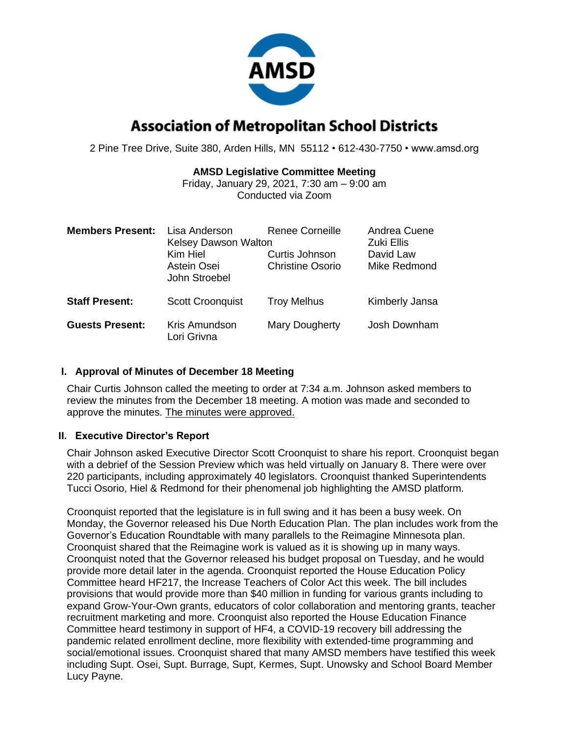# Association of Metropolitan School Districts

2 Pine Tree Drive, Suite 380, Arden Hills, MN 55112 • 612-430-7750 • www.amsd.org

**AMSD Legislative Committee Meeting**
Friday, January 29, 2021, 7:30 am – 9:00 am
Conducted via Zoom

| | | | |
|---|---|---|---|
| **Members Present:** | Lisa Anderson | Renee Corneille | Andrea Cuene |
| | Kelsey Dawson Walton | | Zuki Ellis |
| | Kim Hiel | Curtis Johnson | David Law |
| | Astein Osei | Christine Osorio | Mike Redmond |
| | John Stroebel | | |
| **Staff Present:** | Scott Croonquist | Troy Melhus | Kimberly Jansa |
| **Guests Present:** | Kris Amundson | Mary Dougherty | Josh Downham |
| | Lori Grivna | | |

## I. Approval of Minutes of December 18 Meeting

Chair Curtis Johnson called the meeting to order at 7:34 a.m. Johnson asked members to review the minutes from the December 18 meeting. A motion was made and seconded to approve the minutes. The minutes were approved.

## II. Executive Director's Report

Chair Johnson asked Executive Director Scott Croonquist to share his report. Croonquist began with a debrief of the Session Preview which was held virtually on January 8. There were over 220 participants, including approximately 40 legislators. Croonquist thanked Superintendents Tucci Osorio, Hiel & Redmond for their phenomenal job highlighting the AMSD platform.

Croonquist reported that the legislature is in full swing and it has been a busy week. On Monday, the Governor released his Due North Education Plan. The plan includes work from the Governor's Education Roundtable with many parallels to the Reimagine Minnesota plan. Croonquist shared that the Reimagine work is valued as it is showing up in many ways. Croonquist noted that the Governor released his budget proposal on Tuesday, and he would provide more detail later in the agenda. Croonquist reported the House Education Policy Committee heard HF217, the Increase Teachers of Color Act this week. The bill includes provisions that would provide more than $40 million in funding for various grants including to expand Grow-Your-Own grants, educators of color collaboration and mentoring grants, teacher recruitment marketing and more. Croonquist also reported the House Education Finance Committee heard testimony in support of HF4, a COVID-19 recovery bill addressing the pandemic related enrollment decline, more flexibility with extended-time programming and social/emotional issues. Croonquist shared that many AMSD members have testified this week including Supt. Osei, Supt. Burrage, Supt, Kermes, Supt. Unowsky and School Board Member Lucy Payne.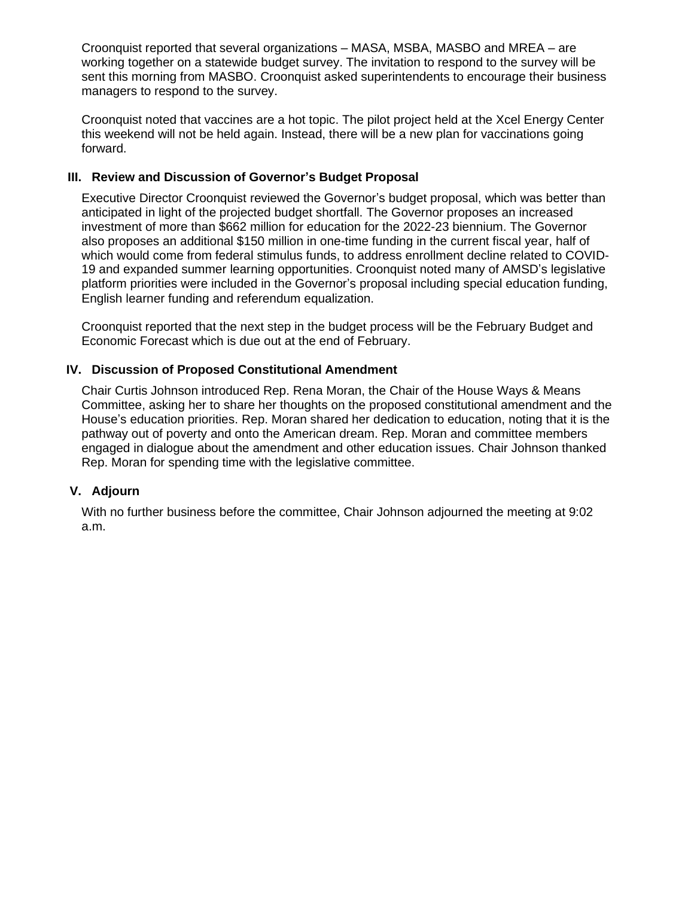Croonquist reported that several organizations – MASA, MSBA, MASBO and MREA – are working together on a statewide budget survey. The invitation to respond to the survey will be sent this morning from MASBO. Croonquist asked superintendents to encourage their business managers to respond to the survey.

Croonquist noted that vaccines are a hot topic. The pilot project held at the Xcel Energy Center this weekend will not be held again. Instead, there will be a new plan for vaccinations going forward.

## III. Review and Discussion of Governor's Budget Proposal

Executive Director Croonquist reviewed the Governor's budget proposal, which was better than anticipated in light of the projected budget shortfall. The Governor proposes an increased investment of more than $662 million for education for the 2022-23 biennium. The Governor also proposes an additional $150 million in one-time funding in the current fiscal year, half of which would come from federal stimulus funds, to address enrollment decline related to COVID-19 and expanded summer learning opportunities. Croonquist noted many of AMSD's legislative platform priorities were included in the Governor's proposal including special education funding, English learner funding and referendum equalization.

Croonquist reported that the next step in the budget process will be the February Budget and Economic Forecast which is due out at the end of February.

## IV. Discussion of Proposed Constitutional Amendment

Chair Curtis Johnson introduced Rep. Rena Moran, the Chair of the House Ways & Means Committee, asking her to share her thoughts on the proposed constitutional amendment and the House's education priorities. Rep. Moran shared her dedication to education, noting that it is the pathway out of poverty and onto the American dream. Rep. Moran and committee members engaged in dialogue about the amendment and other education issues. Chair Johnson thanked Rep. Moran for spending time with the legislative committee.

## V. Adjourn

With no further business before the committee, Chair Johnson adjourned the meeting at 9:02 a.m.